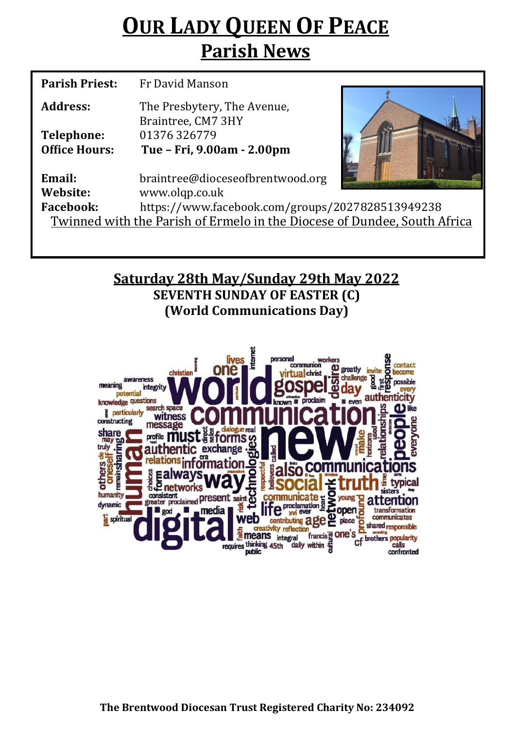# OUR LADY QUEEN OF PEACE

## Parish News

**Parish Priest:** Fr David Manson

**Address:** The Presbytery, The Avenue, Braintree, CM7 3HY

**Telephone:** 01376 326779

**Office Hours:** **Tue – Fri, 9.00am - 2.00pm**

**Email:** braintree@dioceseofbrentwood.org

**Website:** www.olqp.co.uk

**Facebook:** https://www.facebook.com/groups/2027828513949238

Twinned with the Parish of Ermelo in the Diocese of Dundee, South Africa

### Saturday 28th May/Sunday 29th May 2022

**SEVENTH SUNDAY OF EASTER (C)**

**(World Communications Day)**

**The Brentwood Diocesan Trust Registered Charity No: 234092**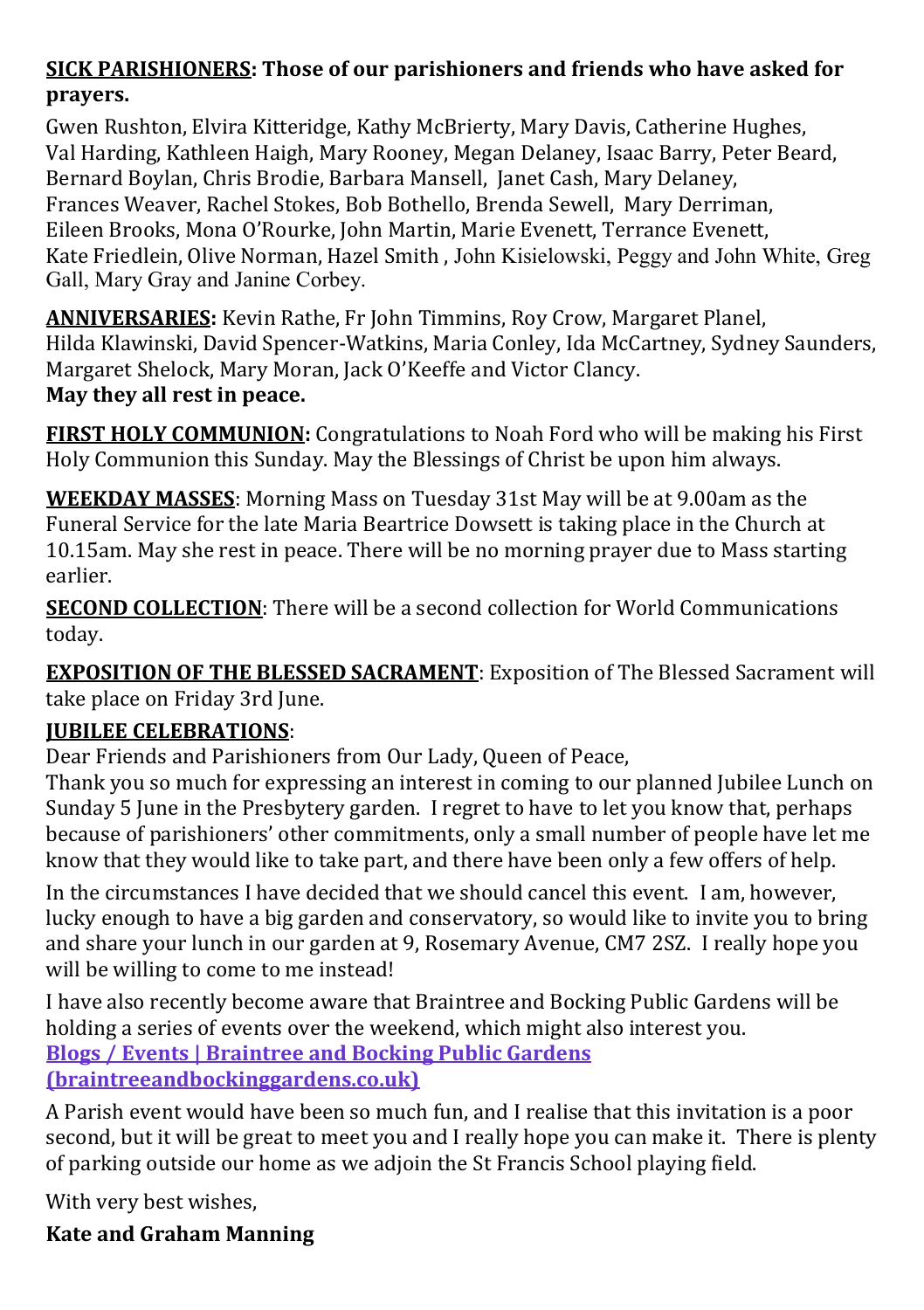**SICK PARISHIONERS: Those of our parishioners and friends who have asked for prayers.**

Gwen Rushton, Elvira Kitteridge, Kathy McBrierty, Mary Davis, Catherine Hughes, Val Harding, Kathleen Haigh, Mary Rooney, Megan Delaney, Isaac Barry, Peter Beard, Bernard Boylan, Chris Brodie, Barbara Mansell, Janet Cash, Mary Delaney, Frances Weaver, Rachel Stokes, Bob Bothello, Brenda Sewell, Mary Derriman, Eileen Brooks, Mona O'Rourke, John Martin, Marie Evenett, Terrance Evenett, Kate Friedlein, Olive Norman, Hazel Smith , John Kisielowski, Peggy and John White, Greg Gall, Mary Gray and Janine Corbey.

**ANNIVERSARIES:** Kevin Rathe, Fr John Timmins, Roy Crow, Margaret Planel, Hilda Klawinski, David Spencer-Watkins, Maria Conley, Ida McCartney, Sydney Saunders, Margaret Shelock, Mary Moran, Jack O'Keeffe and Victor Clancy.
**May they all rest in peace.**

**FIRST HOLY COMMUNION:** Congratulations to Noah Ford who will be making his First Holy Communion this Sunday. May the Blessings of Christ be upon him always.

**WEEKDAY MASSES**: Morning Mass on Tuesday 31st May will be at 9.00am as the Funeral Service for the late Maria Beartrice Dowsett is taking place in the Church at 10.15am. May she rest in peace. There will be no morning prayer due to Mass starting earlier.

**SECOND COLLECTION**: There will be a second collection for World Communications today.

**EXPOSITION OF THE BLESSED SACRAMENT**: Exposition of The Blessed Sacrament will take place on Friday 3rd June.

**JUBILEE CELEBRATIONS**:

Dear Friends and Parishioners from Our Lady, Queen of Peace,

Thank you so much for expressing an interest in coming to our planned Jubilee Lunch on Sunday 5 June in the Presbytery garden. I regret to have to let you know that, perhaps because of parishioners' other commitments, only a small number of people have let me know that they would like to take part, and there have been only a few offers of help.

In the circumstances I have decided that we should cancel this event. I am, however, lucky enough to have a big garden and conservatory, so would like to invite you to bring and share your lunch in our garden at 9, Rosemary Avenue, CM7 2SZ. I really hope you will be willing to come to me instead!

I have also recently become aware that Braintree and Bocking Public Gardens will be holding a series of events over the weekend, which might also interest you.
**Blogs / Events | Braintree and Bocking Public Gardens (braintreeandbockinggardens.co.uk)**

A Parish event would have been so much fun, and I realise that this invitation is a poor second, but it will be great to meet you and I really hope you can make it. There is plenty of parking outside our home as we adjoin the St Francis School playing field.

With very best wishes,

**Kate and Graham Manning**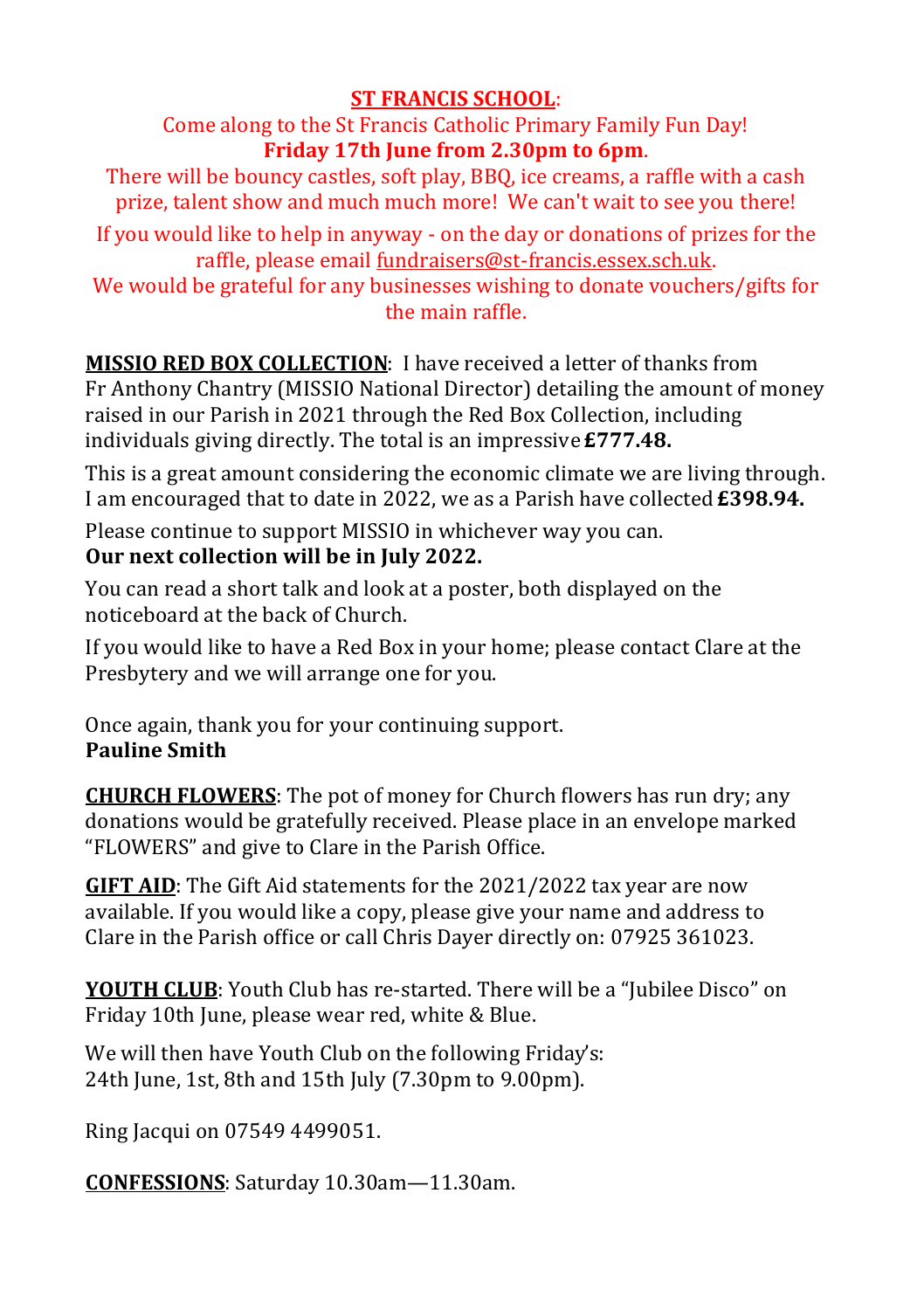**ST FRANCIS SCHOOL**:

Come along to the St Francis Catholic Primary Family Fun Day!
**Friday 17th June from 2.30pm to 6pm**.

There will be bouncy castles, soft play, BBQ, ice creams, a raffle with a cash prize, talent show and much much more! We can't wait to see you there!

If you would like to help in anyway - on the day or donations of prizes for the raffle, please email fundraisers@st-francis.essex.sch.uk.
We would be grateful for any businesses wishing to donate vouchers/gifts for the main raffle.

**MISSIO RED BOX COLLECTION**: I have received a letter of thanks from Fr Anthony Chantry (MISSIO National Director) detailing the amount of money raised in our Parish in 2021 through the Red Box Collection, including individuals giving directly. The total is an impressive **£777.48.**

This is a great amount considering the economic climate we are living through. I am encouraged that to date in 2022, we as a Parish have collected **£398.94.**

Please continue to support MISSIO in whichever way you can.
**Our next collection will be in July 2022.**

You can read a short talk and look at a poster, both displayed on the noticeboard at the back of Church.

If you would like to have a Red Box in your home; please contact Clare at the Presbytery and we will arrange one for you.

Once again, thank you for your continuing support.
**Pauline Smith**

**CHURCH FLOWERS**: The pot of money for Church flowers has run dry; any donations would be gratefully received. Please place in an envelope marked "FLOWERS" and give to Clare in the Parish Office.

**GIFT AID**: The Gift Aid statements for the 2021/2022 tax year are now available. If you would like a copy, please give your name and address to Clare in the Parish office or call Chris Dayer directly on: 07925 361023.

**YOUTH CLUB**: Youth Club has re-started. There will be a "Jubilee Disco" on Friday 10th June, please wear red, white & Blue.

We will then have Youth Club on the following Friday's:
24th June, 1st, 8th and 15th July (7.30pm to 9.00pm).

Ring Jacqui on 07549 4499051.

**CONFESSIONS**: Saturday 10.30am—11.30am.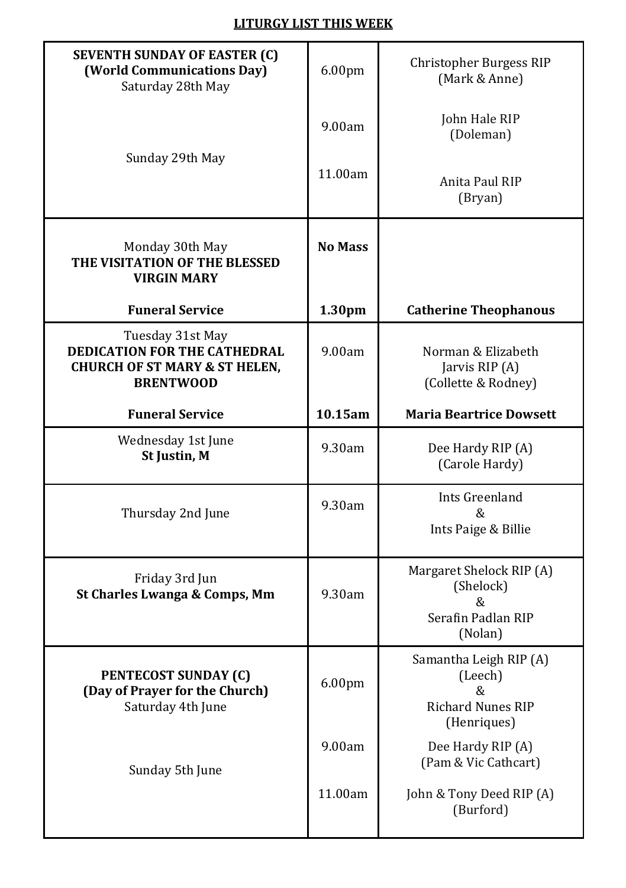**LITURGY LIST THIS WEEK**

| | | |
|---|---|---|
| **SEVENTH SUNDAY OF EASTER (C)** **(World Communications Day)** Saturday 28th May | 6.00pm | Christopher Burgess RIP (Mark & Anne) |
| Sunday 29th May | 9.00am | John Hale RIP (Doleman) |
| | 11.00am | Anita Paul RIP (Bryan) |
| Monday 30th May **THE VISITATION OF THE BLESSED VIRGIN MARY** | **No Mass** | |
| **Funeral Service** | **1.30pm** | **Catherine Theophanous** |
| Tuesday 31st May **DEDICATION FOR THE CATHEDRAL CHURCH OF ST MARY & ST HELEN, BRENTWOOD** | 9.00am | Norman & Elizabeth Jarvis RIP (A) (Collette & Rodney) |
| **Funeral Service** | **10.15am** | **Maria Beartrice Dowsett** |
| Wednesday 1st June **St Justin, M** | 9.30am | Dee Hardy RIP (A) (Carole Hardy) |
| Thursday 2nd June | 9.30am | Ints Greenland & Ints Paige & Billie |
| Friday 3rd Jun **St Charles Lwanga & Comps, Mm** | 9.30am | Margaret Shelock RIP (A) (Shelock) & Serafin Padlan RIP (Nolan) |
| **PENTECOST SUNDAY (C)** **(Day of Prayer for the Church)** Saturday 4th June | 6.00pm | Samantha Leigh RIP (A) (Leech) & Richard Nunes RIP (Henriques) |
| Sunday 5th June | 9.00am | Dee Hardy RIP (A) (Pam & Vic Cathcart) |
| | 11.00am | John & Tony Deed RIP (A) (Burford) |